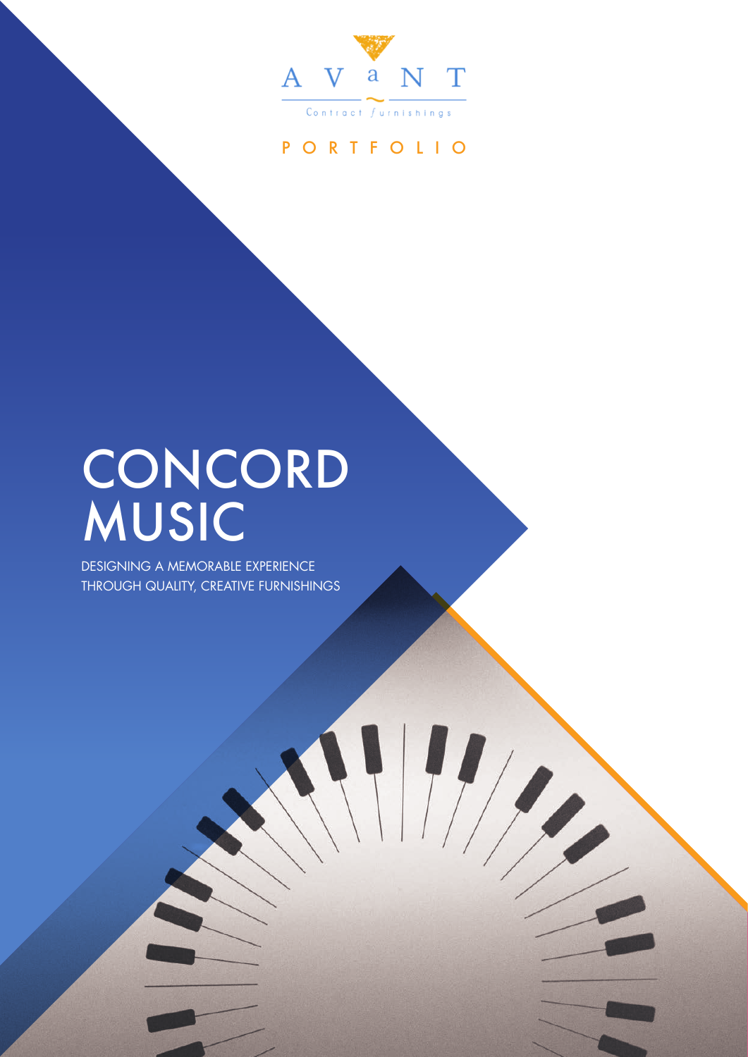AVaNT

Contract furnishings

PORTFOLIO

# CONCORD MUSIC

DESIGNING A MEMORABLE EXPERIENCE THROUGH QUALITY, CREATIVE FURNISHINGS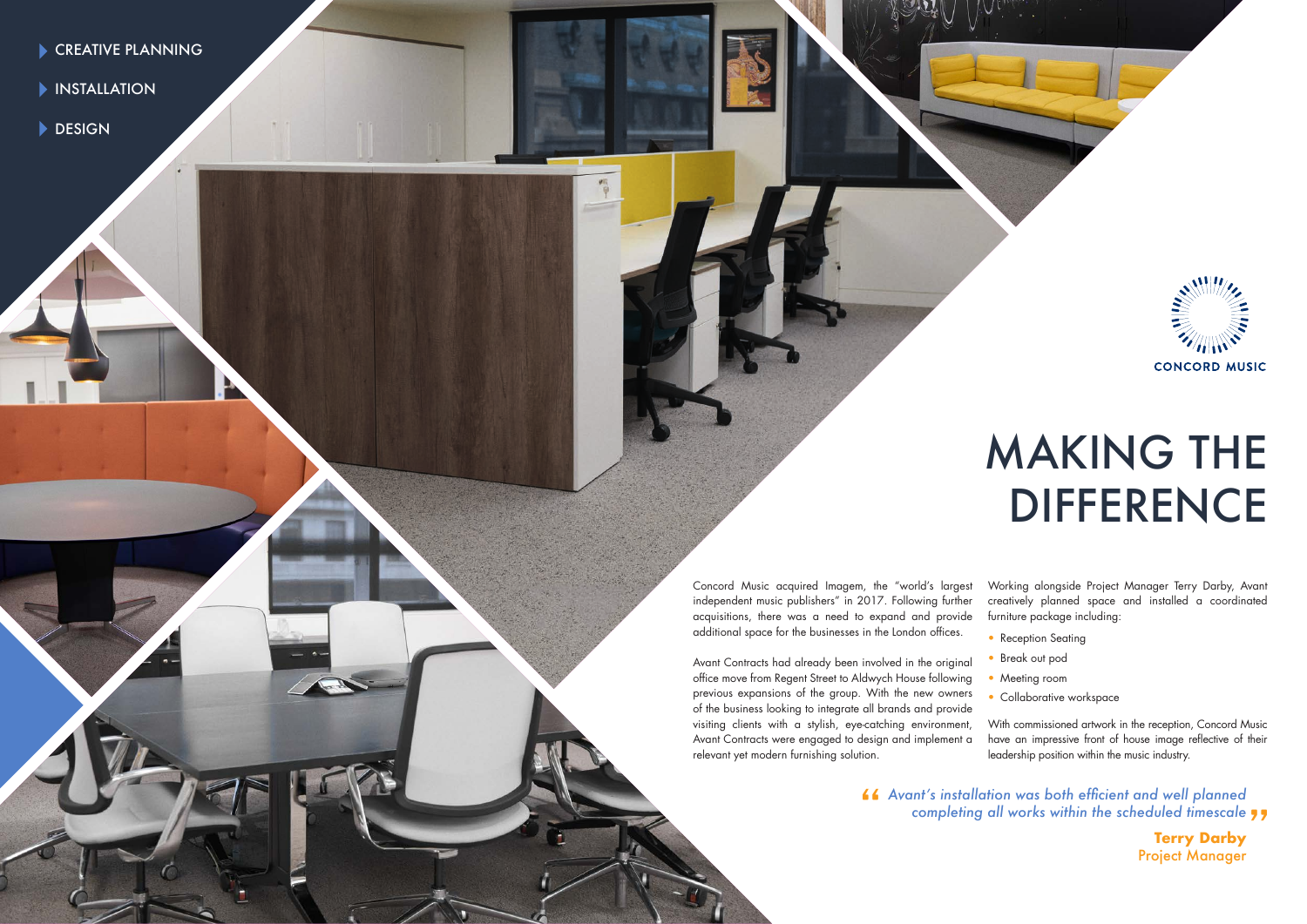- CREATIVE PLANNING
- INSTALLATION
- DESIGN

CONCORD MUSIC

# MAKING THE DIFFERENCE

Concord Music acquired Imagem, the "world's largest independent music publishers" in 2017. Following further acquisitions, there was a need to expand and provide additional space for the businesses in the London offices.

Avant Contracts had already been involved in the original office move from Regent Street to Aldwych House following previous expansions of the group. With the new owners of the business looking to integrate all brands and provide visiting clients with a stylish, eye-catching environment, Avant Contracts were engaged to design and implement a relevant yet modern furnishing solution.

Working alongside Project Manager Terry Darby, Avant creatively planned space and installed a coordinated furniture package including:

- Reception Seating
- Break out pod
- Meeting room
- Collaborative workspace

With commissioned artwork in the reception, Concord Music have an impressive front of house image reflective of their leadership position within the music industry.

> *"Avant's installation was both efficient and well planned completing all works within the scheduled timescale"*
>
> **Terry Darby**
> Project Manager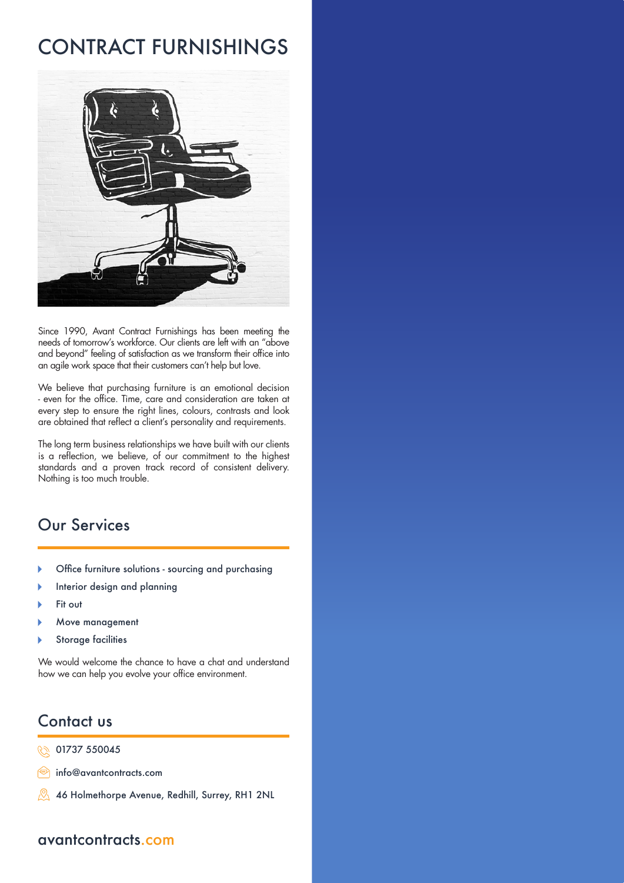# CONTRACT FURNISHINGS

Since 1990, Avant Contract Furnishings has been meeting the needs of tomorrow's workforce. Our clients are left with an "above and beyond" feeling of satisfaction as we transform their office into an agile work space that their customers can't help but love.

We believe that purchasing furniture is an emotional decision - even for the office. Time, care and consideration are taken at every step to ensure the right lines, colours, contrasts and look are obtained that reflect a client's personality and requirements.

The long term business relationships we have built with our clients is a reflection, we believe, of our commitment to the highest standards and a proven track record of consistent delivery. Nothing is too much trouble.

## Our Services

- Office furniture solutions - sourcing and purchasing
- Interior design and planning
- Fit out
- Move management
- Storage facilities

We would welcome the chance to have a chat and understand how we can help you evolve your office environment.

## Contact us

01737 550045

info@avantcontracts.com

46 Holmethorpe Avenue, Redhill, Surrey, RH1 2NL

avantcontracts.com